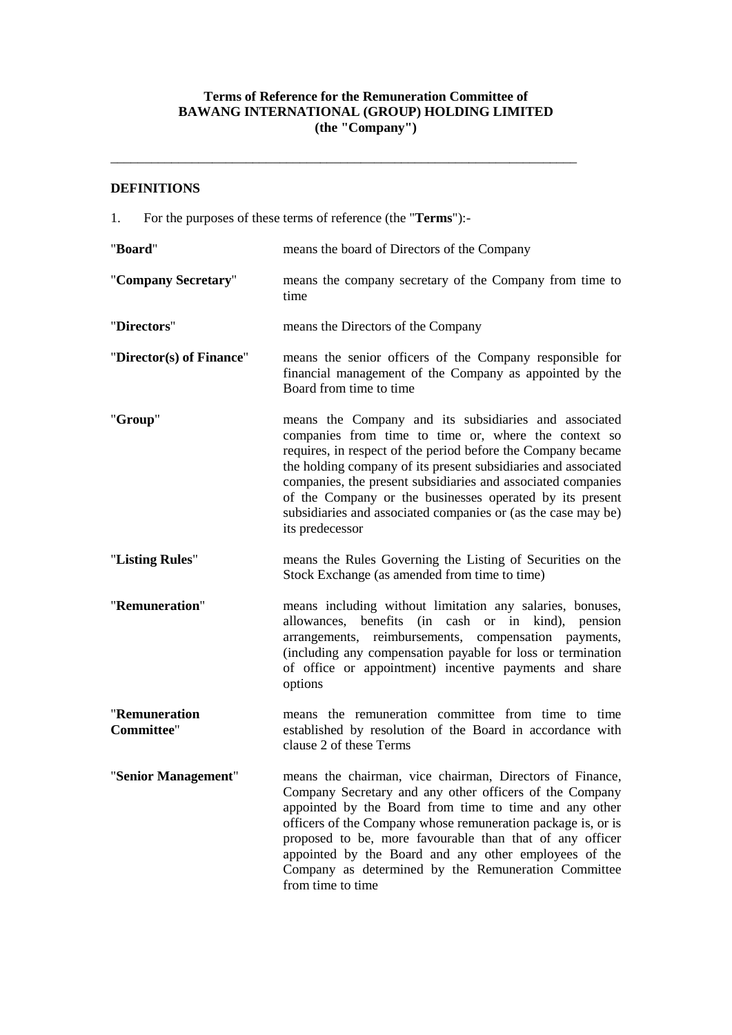**Terms of Reference for the Remuneration Committee of BAWANG INTERNATIONAL (GROUP) HOLDING LIMITED (the "Company")**

---

## DEFINITIONS

1. For the purposes of these terms of reference (the "**Terms**"):-

| | |
|---|---|
| "**Board**" | means the board of Directors of the Company |
| "**Company Secretary**" | means the company secretary of the Company from time to time |
| "**Directors**" | means the Directors of the Company |
| "**Director(s) of Finance**" | means the senior officers of the Company responsible for financial management of the Company as appointed by the Board from time to time |
| "**Group**" | means the Company and its subsidiaries and associated companies from time to time or, where the context so requires, in respect of the period before the Company became the holding company of its present subsidiaries and associated companies, the present subsidiaries and associated companies of the Company or the businesses operated by its present subsidiaries and associated companies or (as the case may be) its predecessor |
| "**Listing Rules**" | means the Rules Governing the Listing of Securities on the Stock Exchange (as amended from time to time) |
| "**Remuneration**" | means including without limitation any salaries, bonuses, allowances, benefits (in cash or in kind), pension arrangements, reimbursements, compensation payments, (including any compensation payable for loss or termination of office or appointment) incentive payments and share options |
| "**Remuneration Committee**" | means the remuneration committee from time to time established by resolution of the Board in accordance with clause 2 of these Terms |
| "**Senior Management**" | means the chairman, vice chairman, Directors of Finance, Company Secretary and any other officers of the Company appointed by the Board from time to time and any other officers of the Company whose remuneration package is, or is proposed to be, more favourable than that of any officer appointed by the Board and any other employees of the Company as determined by the Remuneration Committee from time to time |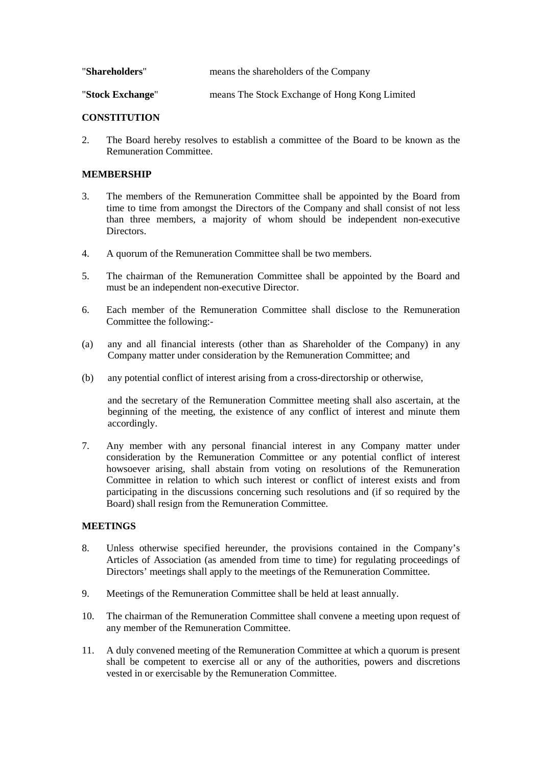| | |
|---|---|
| "**Shareholders**" | means the shareholders of the Company |
| "**Stock Exchange**" | means The Stock Exchange of Hong Kong Limited |

## CONSTITUTION

2. The Board hereby resolves to establish a committee of the Board to be known as the Remuneration Committee.

## MEMBERSHIP

3. The members of the Remuneration Committee shall be appointed by the Board from time to time from amongst the Directors of the Company and shall consist of not less than three members, a majority of whom should be independent non-executive Directors.

4. A quorum of the Remuneration Committee shall be two members.

5. The chairman of the Remuneration Committee shall be appointed by the Board and must be an independent non-executive Director.

6. Each member of the Remuneration Committee shall disclose to the Remuneration Committee the following:-

(a) any and all financial interests (other than as Shareholder of the Company) in any Company matter under consideration by the Remuneration Committee; and

(b) any potential conflict of interest arising from a cross-directorship or otherwise,

and the secretary of the Remuneration Committee meeting shall also ascertain, at the beginning of the meeting, the existence of any conflict of interest and minute them accordingly.

7. Any member with any personal financial interest in any Company matter under consideration by the Remuneration Committee or any potential conflict of interest howsoever arising, shall abstain from voting on resolutions of the Remuneration Committee in relation to which such interest or conflict of interest exists and from participating in the discussions concerning such resolutions and (if so required by the Board) shall resign from the Remuneration Committee.

## MEETINGS

8. Unless otherwise specified hereunder, the provisions contained in the Company's Articles of Association (as amended from time to time) for regulating proceedings of Directors' meetings shall apply to the meetings of the Remuneration Committee.

9. Meetings of the Remuneration Committee shall be held at least annually.

10. The chairman of the Remuneration Committee shall convene a meeting upon request of any member of the Remuneration Committee.

11. A duly convened meeting of the Remuneration Committee at which a quorum is present shall be competent to exercise all or any of the authorities, powers and discretions vested in or exercisable by the Remuneration Committee.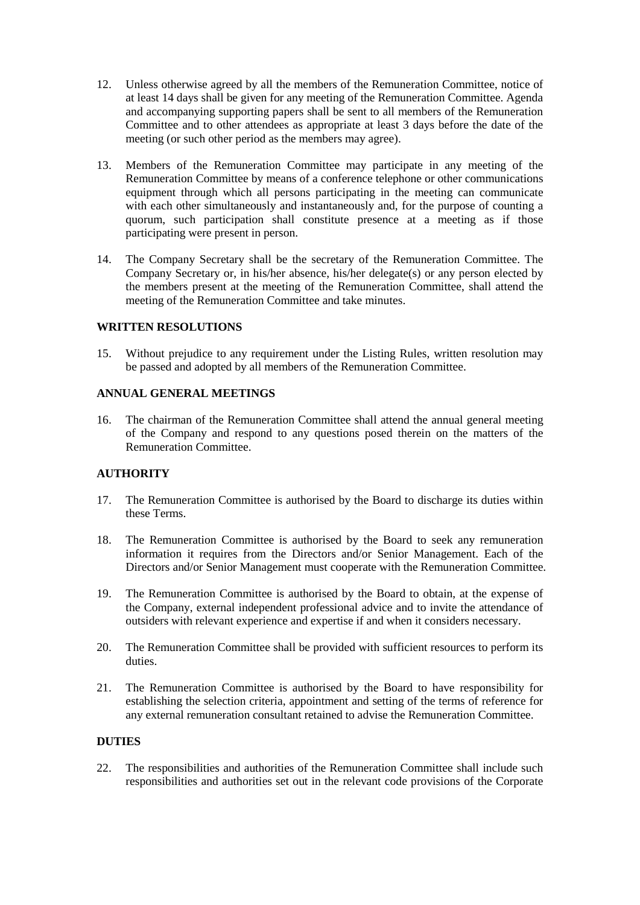12. Unless otherwise agreed by all the members of the Remuneration Committee, notice of at least 14 days shall be given for any meeting of the Remuneration Committee. Agenda and accompanying supporting papers shall be sent to all members of the Remuneration Committee and to other attendees as appropriate at least 3 days before the date of the meeting (or such other period as the members may agree).

13. Members of the Remuneration Committee may participate in any meeting of the Remuneration Committee by means of a conference telephone or other communications equipment through which all persons participating in the meeting can communicate with each other simultaneously and instantaneously and, for the purpose of counting a quorum, such participation shall constitute presence at a meeting as if those participating were present in person.

14. The Company Secretary shall be the secretary of the Remuneration Committee. The Company Secretary or, in his/her absence, his/her delegate(s) or any person elected by the members present at the meeting of the Remuneration Committee, shall attend the meeting of the Remuneration Committee and take minutes.

**WRITTEN RESOLUTIONS**

15. Without prejudice to any requirement under the Listing Rules, written resolution may be passed and adopted by all members of the Remuneration Committee.

**ANNUAL GENERAL MEETINGS**

16. The chairman of the Remuneration Committee shall attend the annual general meeting of the Company and respond to any questions posed therein on the matters of the Remuneration Committee.

**AUTHORITY**

17. The Remuneration Committee is authorised by the Board to discharge its duties within these Terms.

18. The Remuneration Committee is authorised by the Board to seek any remuneration information it requires from the Directors and/or Senior Management. Each of the Directors and/or Senior Management must cooperate with the Remuneration Committee.

19. The Remuneration Committee is authorised by the Board to obtain, at the expense of the Company, external independent professional advice and to invite the attendance of outsiders with relevant experience and expertise if and when it considers necessary.

20. The Remuneration Committee shall be provided with sufficient resources to perform its duties.

21. The Remuneration Committee is authorised by the Board to have responsibility for establishing the selection criteria, appointment and setting of the terms of reference for any external remuneration consultant retained to advise the Remuneration Committee.

**DUTIES**

22. The responsibilities and authorities of the Remuneration Committee shall include such responsibilities and authorities set out in the relevant code provisions of the Corporate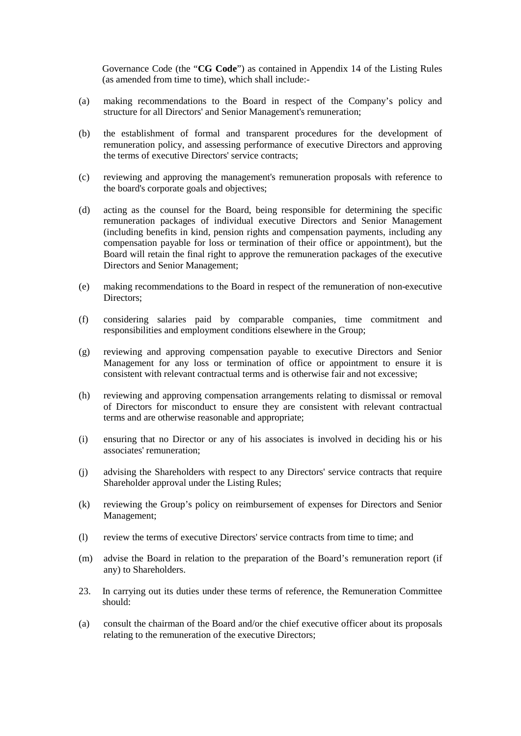Governance Code (the "**CG Code**") as contained in Appendix 14 of the Listing Rules (as amended from time to time), which shall include:-

(a) making recommendations to the Board in respect of the Company's policy and structure for all Directors' and Senior Management's remuneration;

(b) the establishment of formal and transparent procedures for the development of remuneration policy, and assessing performance of executive Directors and approving the terms of executive Directors' service contracts;

(c) reviewing and approving the management's remuneration proposals with reference to the board's corporate goals and objectives;

(d) acting as the counsel for the Board, being responsible for determining the specific remuneration packages of individual executive Directors and Senior Management (including benefits in kind, pension rights and compensation payments, including any compensation payable for loss or termination of their office or appointment), but the Board will retain the final right to approve the remuneration packages of the executive Directors and Senior Management;

(e) making recommendations to the Board in respect of the remuneration of non-executive Directors;

(f) considering salaries paid by comparable companies, time commitment and responsibilities and employment conditions elsewhere in the Group;

(g) reviewing and approving compensation payable to executive Directors and Senior Management for any loss or termination of office or appointment to ensure it is consistent with relevant contractual terms and is otherwise fair and not excessive;

(h) reviewing and approving compensation arrangements relating to dismissal or removal of Directors for misconduct to ensure they are consistent with relevant contractual terms and are otherwise reasonable and appropriate;

(i) ensuring that no Director or any of his associates is involved in deciding his or his associates' remuneration;

(j) advising the Shareholders with respect to any Directors' service contracts that require Shareholder approval under the Listing Rules;

(k) reviewing the Group's policy on reimbursement of expenses for Directors and Senior Management;

(l) review the terms of executive Directors' service contracts from time to time; and

(m) advise the Board in relation to the preparation of the Board's remuneration report (if any) to Shareholders.

23. In carrying out its duties under these terms of reference, the Remuneration Committee should:

(a) consult the chairman of the Board and/or the chief executive officer about its proposals relating to the remuneration of the executive Directors;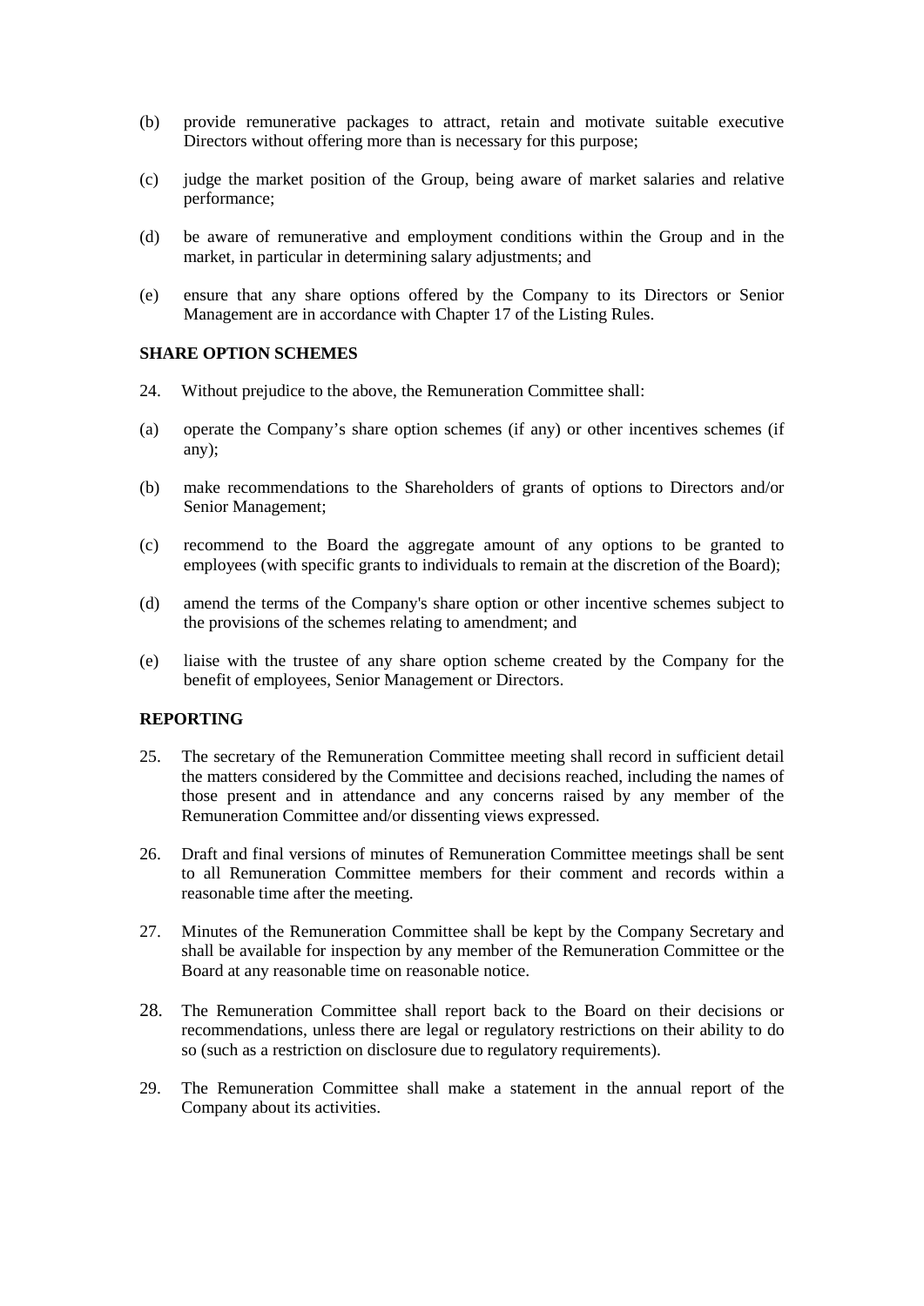(b) provide remunerative packages to attract, retain and motivate suitable executive Directors without offering more than is necessary for this purpose;

(c) judge the market position of the Group, being aware of market salaries and relative performance;

(d) be aware of remunerative and employment conditions within the Group and in the market, in particular in determining salary adjustments; and

(e) ensure that any share options offered by the Company to its Directors or Senior Management are in accordance with Chapter 17 of the Listing Rules.

**SHARE OPTION SCHEMES**

24. Without prejudice to the above, the Remuneration Committee shall:

(a) operate the Company's share option schemes (if any) or other incentives schemes (if any);

(b) make recommendations to the Shareholders of grants of options to Directors and/or Senior Management;

(c) recommend to the Board the aggregate amount of any options to be granted to employees (with specific grants to individuals to remain at the discretion of the Board);

(d) amend the terms of the Company's share option or other incentive schemes subject to the provisions of the schemes relating to amendment; and

(e) liaise with the trustee of any share option scheme created by the Company for the benefit of employees, Senior Management or Directors.

**REPORTING**

25. The secretary of the Remuneration Committee meeting shall record in sufficient detail the matters considered by the Committee and decisions reached, including the names of those present and in attendance and any concerns raised by any member of the Remuneration Committee and/or dissenting views expressed.

26. Draft and final versions of minutes of Remuneration Committee meetings shall be sent to all Remuneration Committee members for their comment and records within a reasonable time after the meeting.

27. Minutes of the Remuneration Committee shall be kept by the Company Secretary and shall be available for inspection by any member of the Remuneration Committee or the Board at any reasonable time on reasonable notice.

28. The Remuneration Committee shall report back to the Board on their decisions or recommendations, unless there are legal or regulatory restrictions on their ability to do so (such as a restriction on disclosure due to regulatory requirements).

29. The Remuneration Committee shall make a statement in the annual report of the Company about its activities.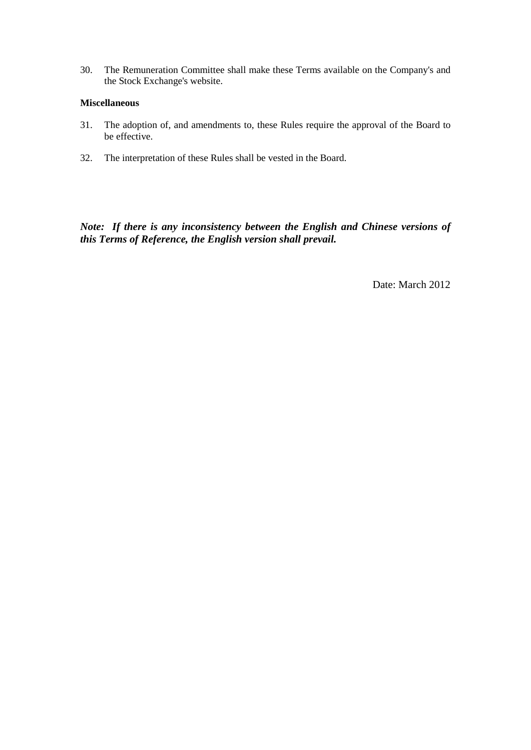30. The Remuneration Committee shall make these Terms available on the Company's and the Stock Exchange's website.

**Miscellaneous**

31. The adoption of, and amendments to, these Rules require the approval of the Board to be effective.

32. The interpretation of these Rules shall be vested in the Board.

***Note: If there is any inconsistency between the English and Chinese versions of this Terms of Reference, the English version shall prevail.***

Date: March 2012